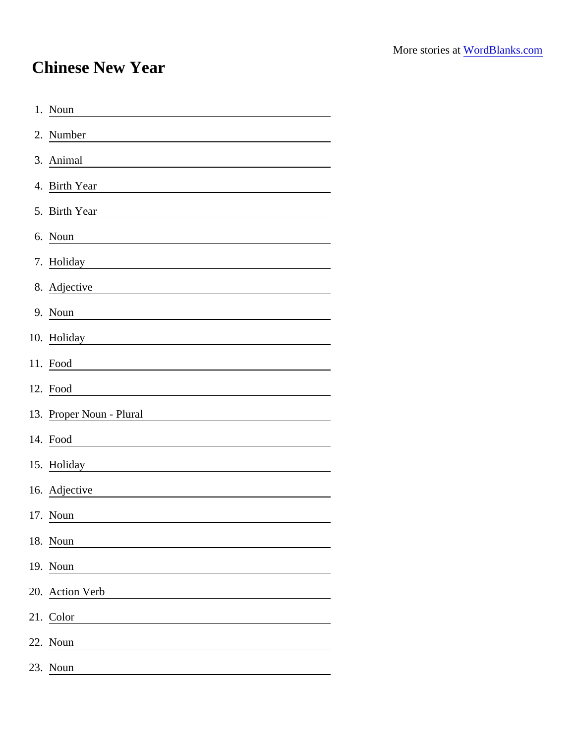More stories at [WordBlanks.com](https://www.wordblanks.com)

# Chinese New Year

1. Noun \_\_\_\_\_\_\_\_\_\_\_\_\_\_\_\_\_\_\_\_
2. Number \_\_\_\_\_\_\_\_\_\_\_\_\_\_\_\_\_\_\_\_
3. Animal \_\_\_\_\_\_\_\_\_\_\_\_\_\_\_\_\_\_\_\_
4. Birth Year \_\_\_\_\_\_\_\_\_\_\_\_\_\_\_\_\_\_\_\_
5. Birth Year \_\_\_\_\_\_\_\_\_\_\_\_\_\_\_\_\_\_\_\_
6. Noun \_\_\_\_\_\_\_\_\_\_\_\_\_\_\_\_\_\_\_\_
7. Holiday \_\_\_\_\_\_\_\_\_\_\_\_\_\_\_\_\_\_\_\_
8. Adjective \_\_\_\_\_\_\_\_\_\_\_\_\_\_\_\_\_\_\_\_
9. Noun \_\_\_\_\_\_\_\_\_\_\_\_\_\_\_\_\_\_\_\_
10. Holiday \_\_\_\_\_\_\_\_\_\_\_\_\_\_\_\_\_\_\_\_
11. Food \_\_\_\_\_\_\_\_\_\_\_\_\_\_\_\_\_\_\_\_
12. Food \_\_\_\_\_\_\_\_\_\_\_\_\_\_\_\_\_\_\_\_
13. Proper Noun - Plural \_\_\_\_\_\_\_\_\_\_\_\_\_\_\_\_\_\_\_\_
14. Food \_\_\_\_\_\_\_\_\_\_\_\_\_\_\_\_\_\_\_\_
15. Holiday \_\_\_\_\_\_\_\_\_\_\_\_\_\_\_\_\_\_\_\_
16. Adjective \_\_\_\_\_\_\_\_\_\_\_\_\_\_\_\_\_\_\_\_
17. Noun \_\_\_\_\_\_\_\_\_\_\_\_\_\_\_\_\_\_\_\_
18. Noun \_\_\_\_\_\_\_\_\_\_\_\_\_\_\_\_\_\_\_\_
19. Noun \_\_\_\_\_\_\_\_\_\_\_\_\_\_\_\_\_\_\_\_
20. Action Verb \_\_\_\_\_\_\_\_\_\_\_\_\_\_\_\_\_\_\_\_
21. Color \_\_\_\_\_\_\_\_\_\_\_\_\_\_\_\_\_\_\_\_
22. Noun \_\_\_\_\_\_\_\_\_\_\_\_\_\_\_\_\_\_\_\_
23. Noun \_\_\_\_\_\_\_\_\_\_\_\_\_\_\_\_\_\_\_\_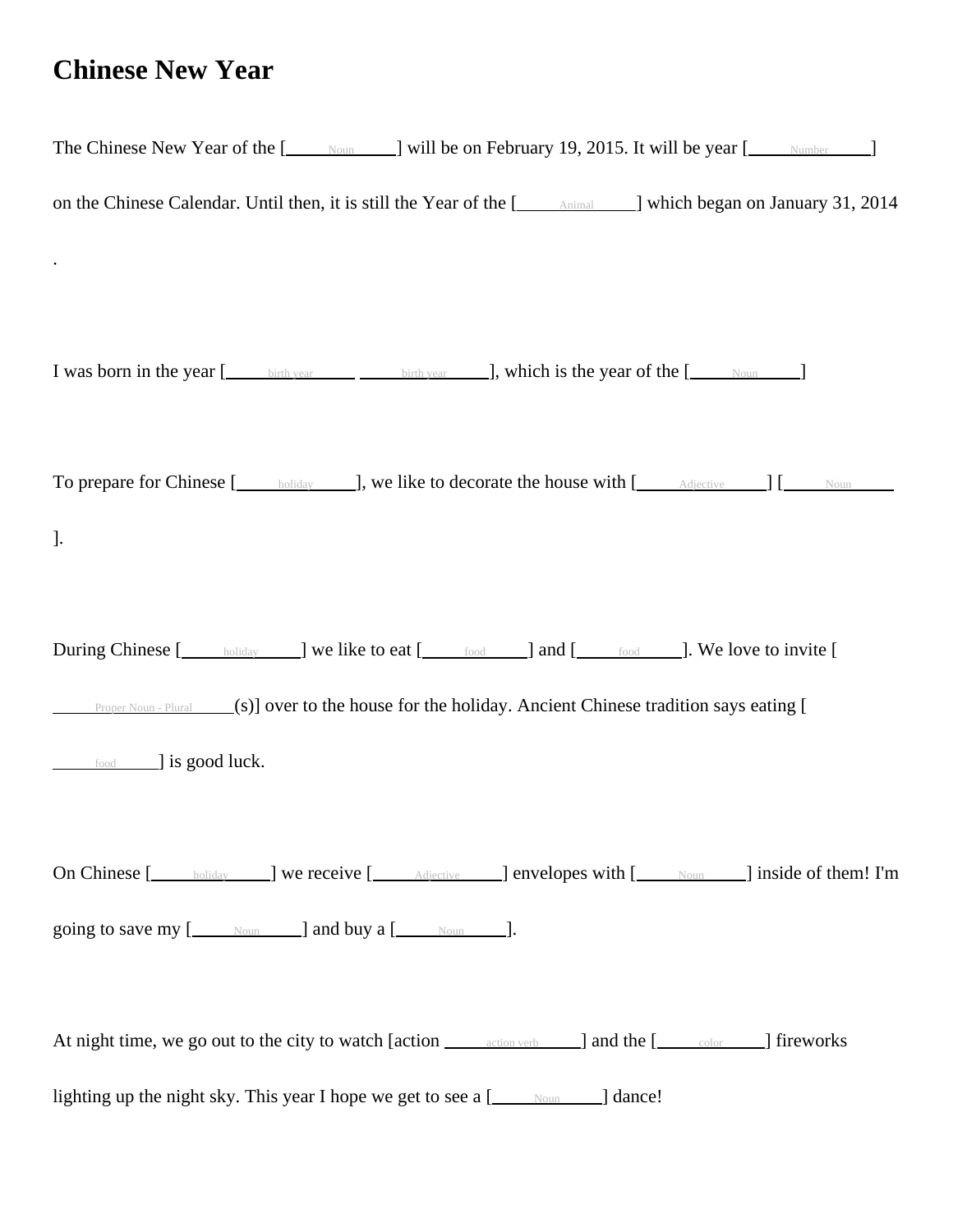# Chinese New Year

The Chinese New Year of the [\_\_\_\_\_Noun\_\_\_\_\_] will be on February 19, 2015. It will be year [\_\_\_\_\_Number\_\_\_\_\_] on the Chinese Calendar. Until then, it is still the Year of the [\_\_\_\_\_Animal\_\_\_\_\_] which began on January 31, 2014 .

I was born in the year [\_\_\_\_\_birth year\_\_\_\_\_ \_\_\_\_\_birth year\_\_\_\_\_], which is the year of the [\_\_\_\_\_Noun\_\_\_\_\_]

To prepare for Chinese [\_\_\_\_\_holiday\_\_\_\_\_], we like to decorate the house with [\_\_\_\_\_Adjective\_\_\_\_\_] [\_\_\_\_\_Noun\_\_\_\_\_ ].

During Chinese [\_\_\_\_\_holiday\_\_\_\_\_] we like to eat [\_\_\_\_\_food\_\_\_\_\_] and [\_\_\_\_\_food\_\_\_\_\_]. We love to invite [ \_\_\_\_\_Proper Noun - Plural\_\_\_\_\_(s)] over to the house for the holiday. Ancient Chinese tradition says eating [ \_\_\_\_\_food\_\_\_\_\_] is good luck.

On Chinese [\_\_\_\_\_holiday\_\_\_\_\_] we receive [\_\_\_\_\_Adjective\_\_\_\_\_] envelopes with [\_\_\_\_\_Noun\_\_\_\_\_] inside of them! I'm going to save my [\_\_\_\_\_Noun\_\_\_\_\_] and buy a [\_\_\_\_\_Noun\_\_\_\_\_].

At night time, we go out to the city to watch [action \_\_\_\_\_action verb\_\_\_\_\_] and the [\_\_\_\_\_color\_\_\_\_\_] fireworks lighting up the night sky. This year I hope we get to see a [\_\_\_\_\_Noun\_\_\_\_\_] dance!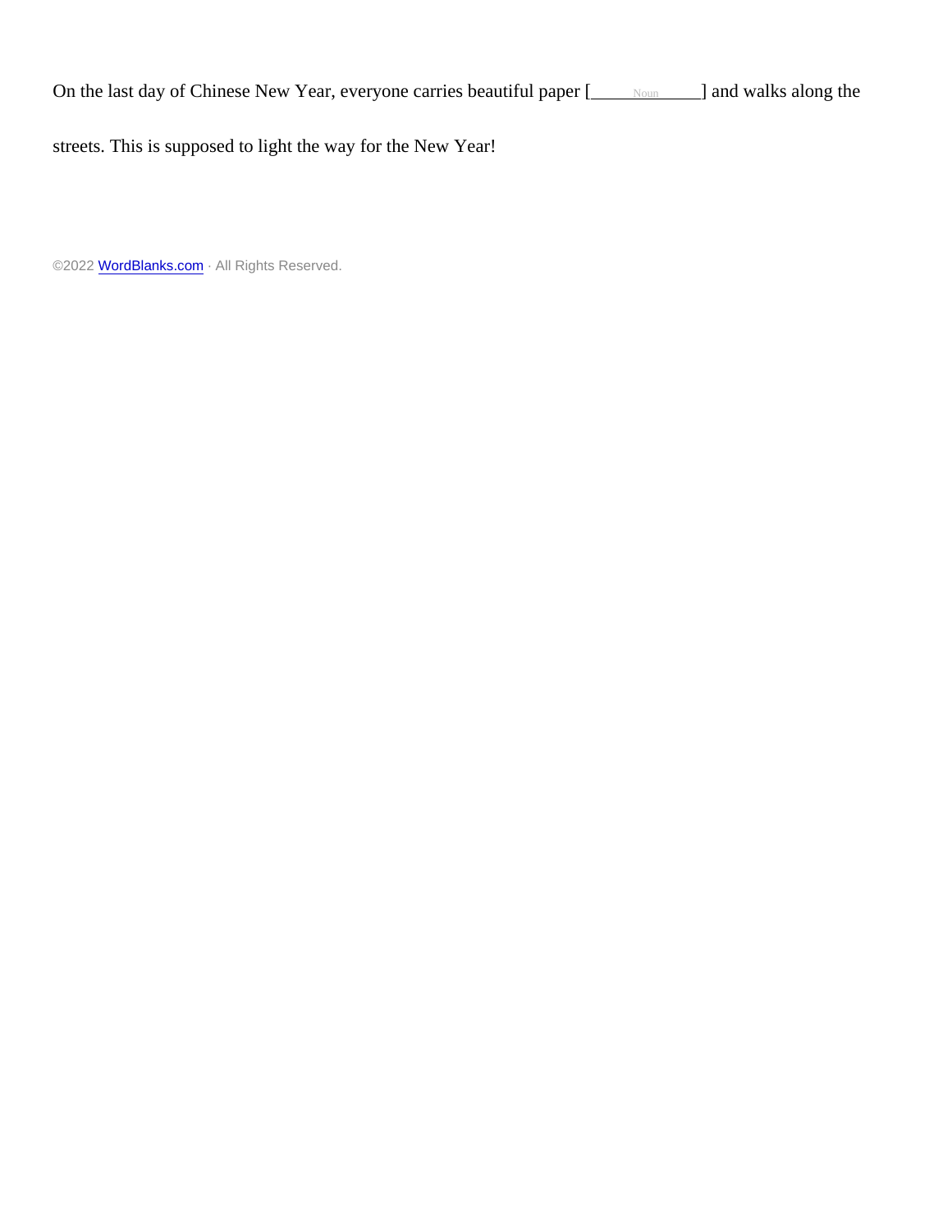On the last day of Chinese New Year, everyone carries beautiful paper [______Noun______] and walks along the streets. This is supposed to light the way for the New Year!

©2022 WordBlanks.com · All Rights Reserved.